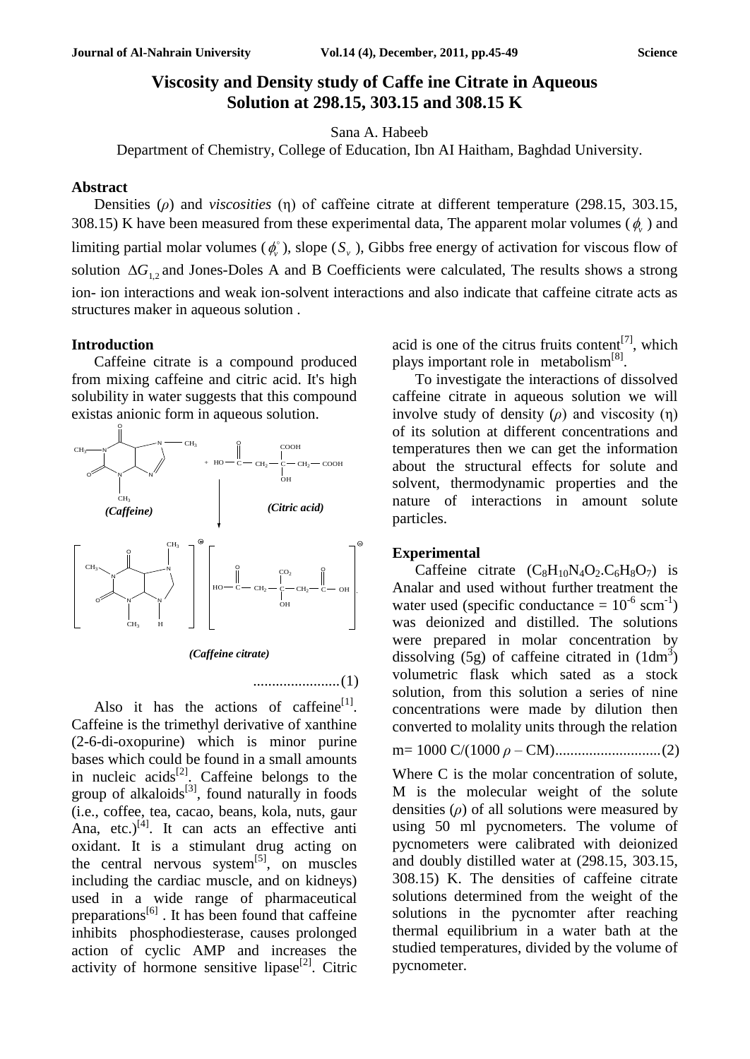# Viscosity and Density study of Caffe ine Citrate in Aqueous Solution at 298.15, 303.15 and 308.15 K

Sana A. Habeeb

Department of Chemistry, College of Education, Ibn AI Haitham, Baghdad University.

## Abstract

Densities ($\rho$) and *viscosities* ($\eta$) of caffeine citrate at different temperature (298.15, 303.15, 308.15) K have been measured from these experimental data, The apparent molar volumes ($\phi_v$) and limiting partial molar volumes ($\phi_v^{\circ}$), slope ($S_v$), Gibbs free energy of activation for viscous flow of solution $\Delta G_{1,2}$ and Jones-Doles A and B Coefficients were calculated, The results shows a strong ion- ion interactions and weak ion-solvent interactions and also indicate that caffeine citrate acts as structures maker in aqueous solution .

## Introduction

Caffeine citrate is a compound produced from mixing caffeine and citric acid. It's high solubility in water suggests that this compound existas anionic form in aqueous solution.

*(Caffeine)* *(Citric acid)*

*(Caffeine citrate)*

......................(1)

Also it has the actions of caffeine[1]. Caffeine is the trimethyl derivative of xanthine (2-6-di-oxopurine) which is minor purine bases which could be found in a small amounts in nucleic acids[2]. Caffeine belongs to the group of alkaloids[3], found naturally in foods (i.e., coffee, tea, cacao, beans, kola, nuts, gaur Ana, etc.)[4]. It can acts an effective anti oxidant. It is a stimulant drug acting on the central nervous system[5], on muscles including the cardiac muscle, and on kidneys) used in a wide range of pharmaceutical preparations[6] . It has been found that caffeine inhibits phosphodiesterase, causes prolonged action of cyclic AMP and increases the activity of hormone sensitive lipase[2]. Citric acid is one of the citrus fruits content[7], which plays important role in metabolism[8].

To investigate the interactions of dissolved caffeine citrate in aqueous solution we will involve study of density ($\rho$) and viscosity ($\eta$) of its solution at different concentrations and temperatures then we can get the information about the structural effects for solute and solvent, thermodynamic properties and the nature of interactions in amount solute particles.

## Experimental

Caffeine citrate ($C_8H_{10}N_4O_2.C_6H_8O_7$) is Analar and used without further treatment the water used (specific conductance = $10^{-6}$ $scm^{-1}$) was deionized and distilled. The solutions were prepared in molar concentration by dissolving (5g) of caffeine citrated in ($1dm^3$) volumetric flask which sated as a stock solution, from this solution a series of nine concentrations were made by dilution then converted to molality units through the relation

$$m = 1000\, C/(1000\, \rho - CM) \qquad (2)$$

Where C is the molar concentration of solute, M is the molecular weight of the solute densities ($\rho$) of all solutions were measured by using 50 ml pycnometers. The volume of pycnometers were calibrated with deionized and doubly distilled water at (298.15, 303.15, 308.15) K. The densities of caffeine citrate solutions determined from the weight of the solutions in the pycnomter after reaching thermal equilibrium in a water bath at the studied temperatures, divided by the volume of pycnometer.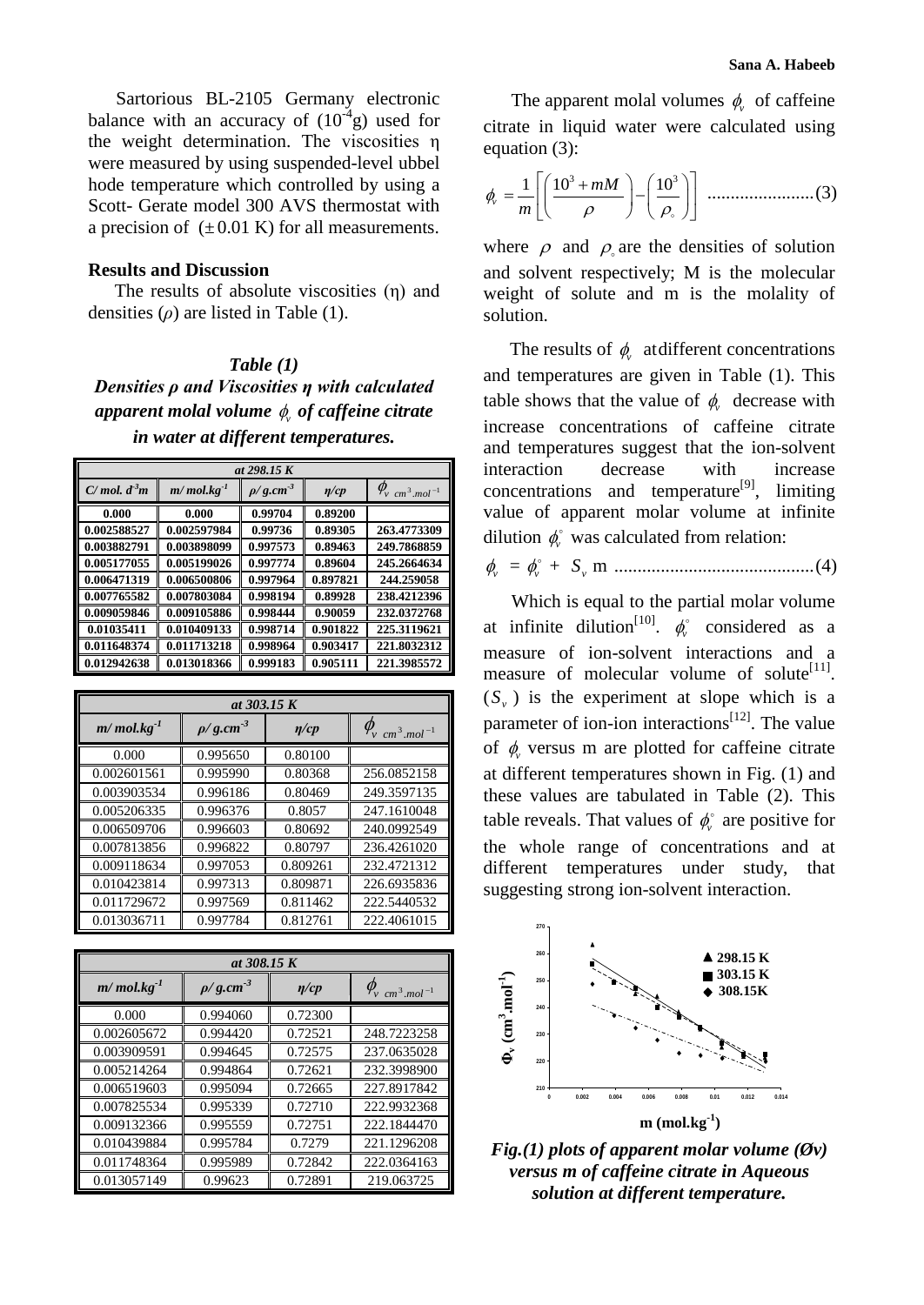Sartorious BL-2105 Germany electronic balance with an accuracy of ($10^{-4}$g) used for the weight determination. The viscosities η were measured by using suspended-level ubbel hode temperature which controlled by using a Scott- Gerate model 300 AVS thermostat with a precision of ($\pm 0.01$ K) for all measurements.

### Results and Discussion

The results of absolute viscosities (η) and densities ($\rho$) are listed in Table (1).

***Table (1)***

***Densities ρ and Viscosities η with calculated apparent molal volume $\phi_v$ of caffeine citrate in water at different temperatures.***

| at 298.15 K | | | | |
|---|---|---|---|---|
| $C/$ mol. $d^{-3}m$ | $m/$ mol.kg$^{-1}$ | $\rho/$ g.cm$^{-3}$ | $\eta$/cp | $\phi_v$ $cm^3.mol^{-1}$ |
| 0.000 | 0.000 | 0.99704 | 0.89200 | |
| 0.002588527 | 0.002597984 | 0.99736 | 0.89305 | 263.4773309 |
| 0.003882791 | 0.003898099 | 0.997573 | 0.89463 | 249.7868859 |
| 0.005177055 | 0.005199026 | 0.997774 | 0.89604 | 245.2664634 |
| 0.006471319 | 0.006500806 | 0.997964 | 0.897821 | 244.259058 |
| 0.007765582 | 0.007803084 | 0.998194 | 0.89928 | 238.4212396 |
| 0.009059846 | 0.009105886 | 0.998444 | 0.90059 | 232.0372768 |
| 0.01035411 | 0.010409133 | 0.998714 | 0.901822 | 225.3119621 |
| 0.011648374 | 0.011713218 | 0.998964 | 0.903417 | 221.8032312 |
| 0.012942638 | 0.013018366 | 0.999183 | 0.905111 | 221.3985572 |

| at 303.15 K | | | |
|---|---|---|---|
| $m/$ mol.kg$^{-1}$ | $\rho/$ g.cm$^{-3}$ | $\eta$/cp | $\phi_v$ $cm^3.mol^{-1}$ |
| 0.000 | 0.995650 | 0.80100 | |
| 0.002601561 | 0.995990 | 0.80368 | 256.0852158 |
| 0.003903534 | 0.996186 | 0.80469 | 249.3597135 |
| 0.005206335 | 0.996376 | 0.8057 | 247.1610048 |
| 0.006509706 | 0.996603 | 0.80692 | 240.0992549 |
| 0.007813856 | 0.996822 | 0.80797 | 236.4261020 |
| 0.009118634 | 0.997053 | 0.809261 | 232.4721312 |
| 0.010423814 | 0.997313 | 0.809871 | 226.6935836 |
| 0.011729672 | 0.997569 | 0.811462 | 222.5440532 |
| 0.013036711 | 0.997784 | 0.812761 | 222.4061015 |

| at 308.15 K | | | |
|---|---|---|---|
| $m/$ mol.kg$^{-1}$ | $\rho/$ g.cm$^{-3}$ | $\eta$/cp | $\phi_v$ $cm^3.mol^{-1}$ |
| 0.000 | 0.994060 | 0.72300 | |
| 0.002605672 | 0.994420 | 0.72521 | 248.7223258 |
| 0.003909591 | 0.994645 | 0.72575 | 237.0635028 |
| 0.005214264 | 0.994864 | 0.72621 | 232.3998900 |
| 0.006519603 | 0.995094 | 0.72665 | 227.8917842 |
| 0.007825534 | 0.995339 | 0.72710 | 222.9932368 |
| 0.009132366 | 0.995559 | 0.72751 | 222.1844470 |
| 0.010439884 | 0.995784 | 0.7279 | 221.1296208 |
| 0.011748364 | 0.995989 | 0.72842 | 222.0364163 |
| 0.013057149 | 0.99623 | 0.72891 | 219.063725 |

The apparent molal volumes $\phi_v$ of caffeine citrate in liquid water were calculated using equation (3):

$$\phi_v = \frac{1}{m}\left[\left(\frac{10^3 + mM}{\rho}\right) - \left(\frac{10^3}{\rho_\circ}\right)\right] \quad ......................(3)$$

where $\rho$ and $\rho_\circ$ are the densities of solution and solvent respectively; M is the molecular weight of solute and m is the molality of solution.

The results of $\phi_v$ at different concentrations and temperatures are given in Table (1). This table shows that the value of $\phi_v$ decrease with increase concentrations of caffeine citrate and temperatures suggest that the ion-solvent interaction decrease with increase concentrations and temperature[9], limiting value of apparent molar volume at infinite dilution $\phi_v^\circ$ was calculated from relation:

$$\phi_v = \phi_v^\circ + S_v \, m \quad ..........................................(4)$$

Which is equal to the partial molar volume at infinite dilution[10]. $\phi_v^\circ$ considered as a measure of ion-solvent interactions and a measure of molecular volume of solute[11]. ($S_v$) is the experiment at slope which is a parameter of ion-ion interactions[12]. The value of $\phi_v$ versus m are plotted for caffeine citrate at different temperatures shown in Fig. (1) and these values are tabulated in Table (2). This table reveals. That values of $\phi_v^\circ$ are positive for the whole range of concentrations and at different temperatures under study, that suggesting strong ion-solvent interaction.

*Fig.(1) plots of apparent molar volume (Øv) versus m of caffeine citrate in Aqueous solution at different temperature.*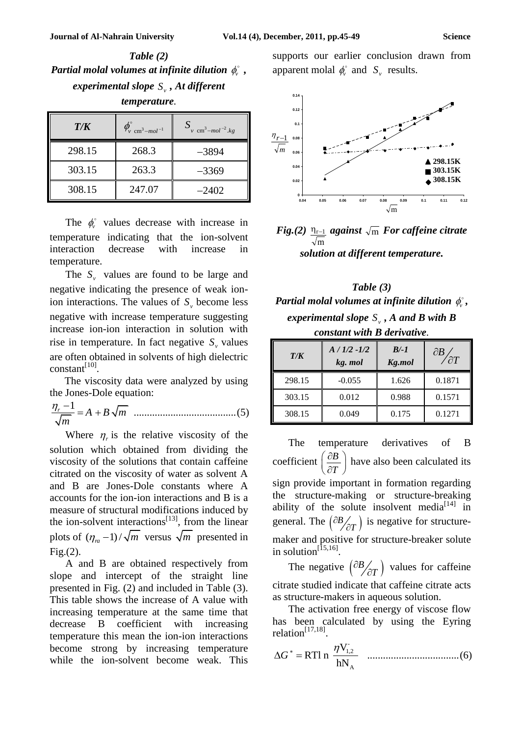*Table (2)*
***Partial molal volumes at infinite dilution $\phi_v^{\circ}$ , experimental slope $S_v$ , At different temperature.***

| T/K | $\phi_v^{\circ}$ $cm^3-mol^{-1}$ | $S_v$ $cm^3-mol^{-2}.kg$ |
|---|---|---|
| 298.15 | 268.3 | −3894 |
| 303.15 | 263.3 | −3369 |
| 308.15 | 247.07 | −2402 |

The $\phi_v^{\circ}$ values decrease with increase in temperature indicating that the ion-solvent interaction decrease with increase in temperature.

The $S_v$ values are found to be large and negative indicating the presence of weak ion-ion interactions. The values of $S_v$ become less negative with increase temperature suggesting increase ion-ion interaction in solution with rise in temperature. In fact negative $S_v$ values are often obtained in solvents of high dielectric constant[10].

The viscosity data were analyzed by using the Jones-Dole equation:

$$\frac{\eta_r - 1}{\sqrt{m}} = A + B\sqrt{m} \quad ......................................(5)$$

Where $\eta_r$ is the relative viscosity of the solution which obtained from dividing the viscosity of the solutions that contain caffeine citrated on the viscosity of water as solvent A and B are Jones-Dole constants where A accounts for the ion-ion interactions and B is a measure of structural modifications induced by the ion-solvent interactions[13], from the linear plots of $(\eta_{ra} - 1)/\sqrt{m}$ versus $\sqrt{m}$ presented in Fig.(2).

A and B are obtained respectively from slope and intercept of the straight line presented in Fig. (2) and included in Table (3). This table shows the increase of A value with increasing temperature at the same time that decrease B coefficient with increasing temperature this mean the ion-ion interactions become strong by increasing temperature while the ion-solvent become weak. This supports our earlier conclusion drawn from apparent molal $\phi_v^{\circ}$ and $S_v$ results.

***Fig.(2)*** $\frac{\eta_{r-1}}{\sqrt{m}}$ ***against*** $\sqrt{m}$ ***For caffeine citrate solution at different temperature.***

*Table (3)*
***Partial molal volumes at infinite dilution $\phi_v^{\circ}$, experimental slope $S_v$ , A and B with B constant with B derivative.***

| T/K | A / 1/2 -1/2 kg. mol | B/-1 Kg.mol | $\partial B/\partial T$ |
|---|---|---|---|
| 298.15 | -0.055 | 1.626 | 0.1871 |
| 303.15 | 0.012 | 0.988 | 0.1571 |
| 308.15 | 0.049 | 0.175 | 0.1271 |

The temperature derivatives of B coefficient $\left(\frac{\partial B}{\partial T}\right)$ have also been calculated its sign provide important in formation regarding the structure-making or structure-breaking ability of the solute insolvent media[14] in general. The $\left(\partial B/\partial T\right)$ is negative for structure-maker and positive for structure-breaker solute in solution[15,16].

The negative $\left(\partial B/\partial T\right)$ values for caffeine citrate studied indicate that caffeine citrate acts as structure-makers in aqueous solution.

The activation free energy of viscose flow has been calculated by using the Eyring relation[17,18].

$$\Delta G^* = RTl\,n\,\frac{\eta V_{1,2}^{-}}{hN_A} \quad ..................................(6)$$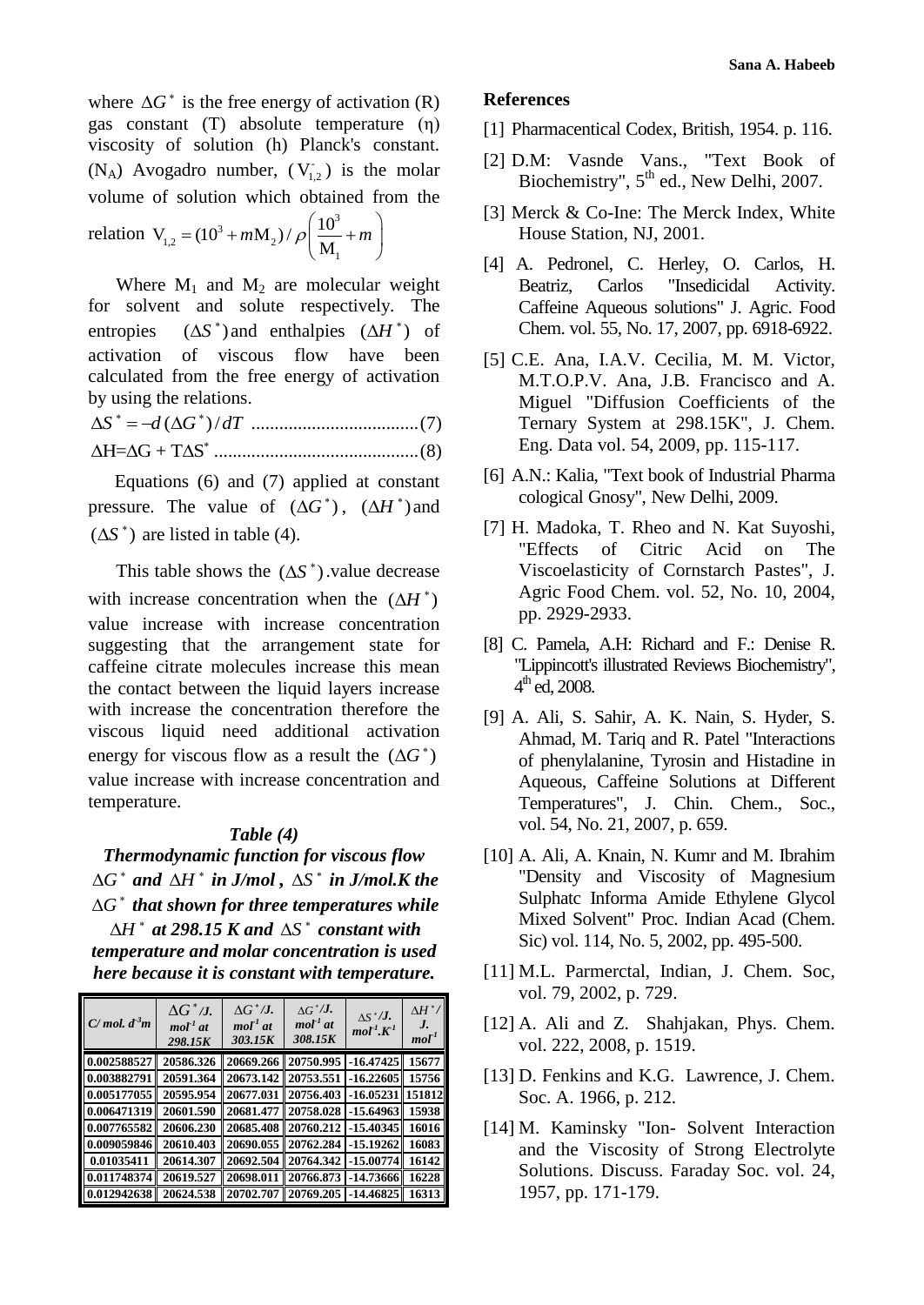where $\Delta G^*$ is the free energy of activation (R) gas constant (T) absolute temperature (η) viscosity of solution (h) Planck's constant. ($N_A$) Avogadro number, ($V^{-}_{1,2}$) is the molar volume of solution which obtained from the relation $V_{1,2} = (10^3 + mM_2)/\rho\left(\frac{10^3}{M_1} + m\right)$

Where $M_1$ and $M_2$ are molecular weight for solvent and solute respectively. The entropies $(\Delta S^*)$ and enthalpies $(\Delta H^*)$ of activation of viscous flow have been calculated from the free energy of activation by using the relations.

$$\Delta S^* = -d(\Delta G^*)/dT \quad ....................................(7)$$

$$\Delta H = \Delta G + T\Delta S^* \quad ...........................................(8)$$

Equations (6) and (7) applied at constant pressure. The value of $(\Delta G^*)$, $(\Delta H^*)$ and $(\Delta S^*)$ are listed in table (4).

This table shows the $(\Delta S^*)$.value decrease with increase concentration when the $(\Delta H^*)$ value increase with increase concentration suggesting that the arrangement state for caffeine citrate molecules increase this mean the contact between the liquid layers increase with increase the concentration therefore the viscous liquid need additional activation energy for viscous flow as a result the $(\Delta G^*)$ value increase with increase concentration and temperature.

***Table (4)***

***Thermodynamic function for viscous flow $\Delta G^*$ and $\Delta H^*$ in J/mol , $\Delta S^*$ in J/mol.K the $\Delta G^*$ that shown for three temperatures while $\Delta H^*$ at 298.15 K and $\Delta S^*$ constant with temperature and molar concentration is used here because it is constant with temperature.***

| C/ mol. $d^{-3}$m | $\Delta G^*$/J. $mol^{-1}$ at 298.15K | $\Delta G^*$/J. $mol^{-1}$ at 303.15K | $\Delta G^*$/J. $mol^{-1}$ at 308.15K | $\Delta S^*$/J. $mol^{-1}.K^{-1}$ | $\Delta H^*$/ J. $mol^{-1}$ |
|---|---|---|---|---|---|
| 0.002588527 | 20586.326 | 20669.266 | 20750.995 | -16.47425 | 15677 |
| 0.003882791 | 20591.364 | 20673.142 | 20753.551 | -16.22605 | 15756 |
| 0.005177055 | 20595.954 | 20677.031 | 20756.403 | -16.05231 | 151812 |
| 0.006471319 | 20601.590 | 20681.477 | 20758.028 | -15.64963 | 15938 |
| 0.007765582 | 20606.230 | 20685.408 | 20760.212 | -15.40345 | 16016 |
| 0.009059846 | 20610.403 | 20690.055 | 20762.284 | -15.19262 | 16083 |
| 0.01035411 | 20614.307 | 20692.504 | 20764.342 | -15.00774 | 16142 |
| 0.011748374 | 20619.527 | 20698.011 | 20766.873 | -14.73666 | 16228 |
| 0.012942638 | 20624.538 | 20702.707 | 20769.205 | -14.46825 | 16313 |

## References

[1] Pharmacentical Codex, British, 1954. p. 116.

[2] D.M: Vasnde Vans., "Text Book of Biochemistry", 5th ed., New Delhi, 2007.

[3] Merck & Co-Ine: The Merck Index, White House Station, NJ, 2001.

[4] A. Pedronel, C. Herley, O. Carlos, H. Beatriz, Carlos "Insedicidal Activity. Caffeine Aqueous solutions" J. Agric. Food Chem. vol. 55, No. 17, 2007, pp. 6918-6922.

[5] C.E. Ana, I.A.V. Cecilia, M. M. Victor, M.T.O.P.V. Ana, J.B. Francisco and A. Miguel "Diffusion Coefficients of the Ternary System at 298.15K", J. Chem. Eng. Data vol. 54, 2009, pp. 115-117.

[6] A.N.: Kalia, "Text book of Industrial Pharma cological Gnosy", New Delhi, 2009.

[7] H. Madoka, T. Rheo and N. Kat Suyoshi, "Effects of Citric Acid on The Viscoelasticity of Cornstarch Pastes", J. Agric Food Chem. vol. 52, No. 10, 2004, pp. 2929-2933.

[8] C. Pamela, A.H: Richard and F.: Denise R. "Lippincott's illustrated Reviews Biochemistry", 4th ed, 2008.

[9] A. Ali, S. Sahir, A. K. Nain, S. Hyder, S. Ahmad, M. Tariq and R. Patel "Interactions of phenylalanine, Tyrosin and Histadine in Aqueous, Caffeine Solutions at Different Temperatures", J. Chin. Chem., Soc., vol. 54, No. 21, 2007, p. 659.

[10] A. Ali, A. Knain, N. Kumr and M. Ibrahim "Density and Viscosity of Magnesium Sulphatc Informa Amide Ethylene Glycol Mixed Solvent" Proc. Indian Acad (Chem. Sic) vol. 114, No. 5, 2002, pp. 495-500.

[11] M.L. Parmerctal, Indian, J. Chem. Soc, vol. 79, 2002, p. 729.

[12] A. Ali and Z. Shahjakan, Phys. Chem. vol. 222, 2008, p. 1519.

[13] D. Fenkins and K.G. Lawrence, J. Chem. Soc. A. 1966, p. 212.

[14] M. Kaminsky "Ion- Solvent Interaction and the Viscosity of Strong Electrolyte Solutions. Discuss. Faraday Soc. vol. 24, 1957, pp. 171-179.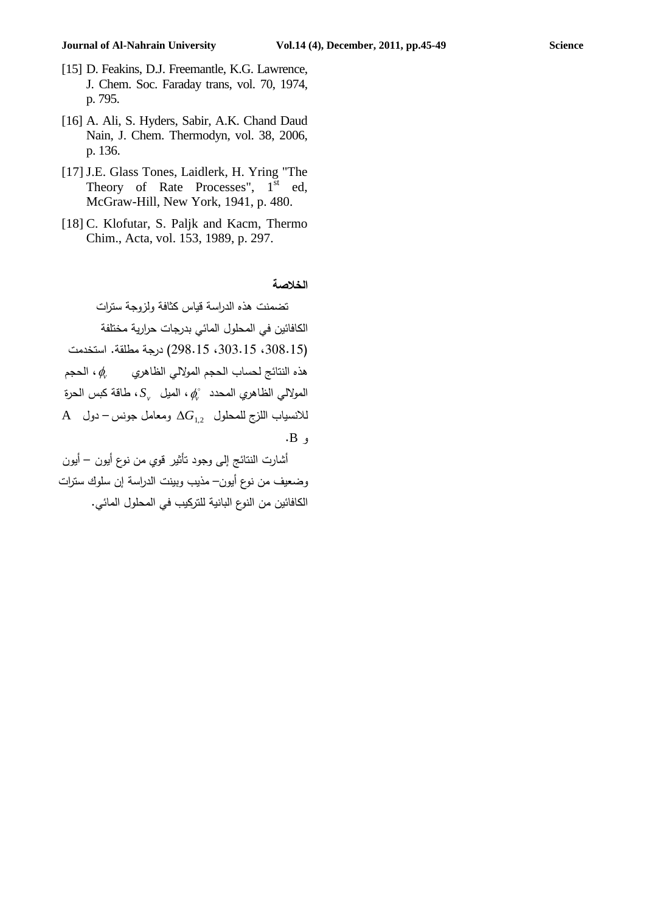[15] D. Feakins, D.J. Freemantle, K.G. Lawrence, J. Chem. Soc. Faraday trans, vol. 70, 1974, p. 795.

[16] A. Ali, S. Hyders, Sabir, A.K. Chand Daud Nain, J. Chem. Thermodyn, vol. 38, 2006, p. 136.

[17] J.E. Glass Tones, Laidlerk, H. Yring "The Theory of Rate Processes", 1st ed, McGraw-Hill, New York, 1941, p. 480.

[18] C. Klofutar, S. Paljk and Kacm, Thermo Chim., Acta, vol. 153, 1989, p. 297.

## الخلاصة

تضمنت هذه الدراسة قياس كثافة ولزوجة سترات الكافائين في المحلول المائي بدرجات حرارية مختلفة (308.15، 303.15، 298.15) درجة مطلقة. استخدمت هذه النتائج لحساب الحجم المولالي الظاهري $\phi_v$، الحجم المولالي الظاهري المحدد $\phi_v^{\circ}$، الميل $S_v$، طاقة كبس الحرة للانسياب اللزج للمحلول $\Delta G_{1,2}$ ومعامل جونس – دول A و B.

أشارت النتائج إلى وجود تأثير قوي من نوع أيون – أيون وضعيف من نوع أيون– مذيب وبينت الدراسة إن سلوك سترات الكافائين من النوع البانية للتركيب في المحلول المائي.